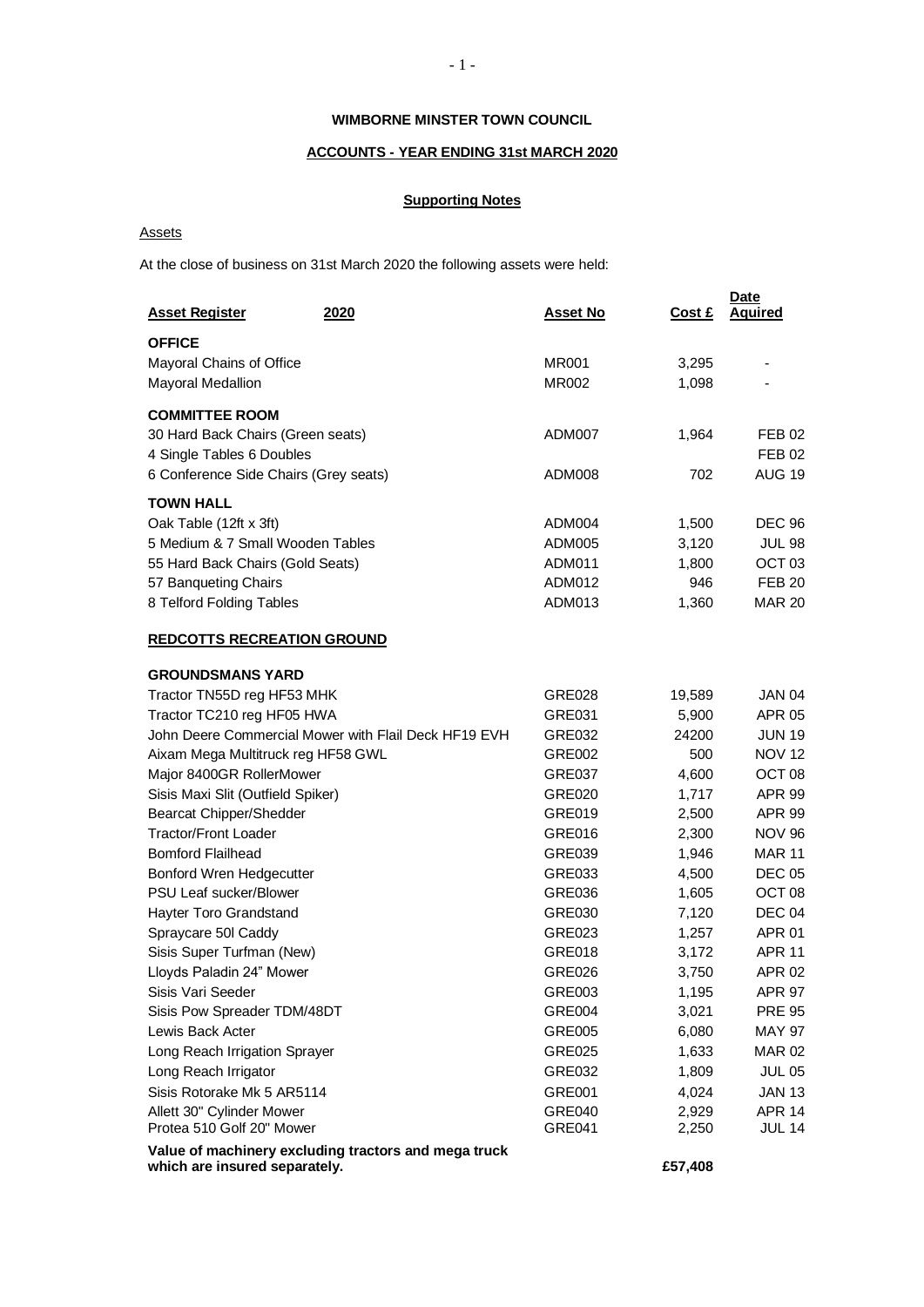**WIMBORNE MINSTER TOWN COUNCIL**

**ACCOUNTS - YEAR ENDING 31st MARCH 2020**

**Supporting Notes**

Assets

At the close of business on 31st March 2020 the following assets were held:

| **Asset Register** 2020 | **Asset No** | **Cost £** | **Date Aquired** |
|---|---|---|---|
| **OFFICE** | | | |
| Mayoral Chains of Office | MR001 | 3,295 | - |
| Mayoral Medallion | MR002 | 1,098 | - |
| **COMMITTEE ROOM** | | | |
| 30 Hard Back Chairs (Green seats) | ADM007 | 1,964 | FEB 02 |
| 4 Single Tables 6 Doubles | | | FEB 02 |
| 6 Conference Side Chairs (Grey seats) | ADM008 | 702 | AUG 19 |
| **TOWN HALL** | | | |
| Oak Table (12ft x 3ft) | ADM004 | 1,500 | DEC 96 |
| 5 Medium & 7 Small Wooden Tables | ADM005 | 3,120 | JUL 98 |
| 55 Hard Back Chairs (Gold Seats) | ADM011 | 1,800 | OCT 03 |
| 57 Banqueting Chairs | ADM012 | 946 | FEB 20 |
| 8 Telford Folding Tables | ADM013 | 1,360 | MAR 20 |
| **REDCOTTS RECREATION GROUND** | | | |
| **GROUNDSMANS YARD** | | | |
| Tractor TN55D reg HF53 MHK | GRE028 | 19,589 | JAN 04 |
| Tractor TC210 reg HF05 HWA | GRE031 | 5,900 | APR 05 |
| John Deere Commercial Mower with Flail Deck HF19 EVH | GRE032 | 24200 | JUN 19 |
| Aixam Mega Multitruck reg HF58 GWL | GRE002 | 500 | NOV 12 |
| Major 8400GR RollerMower | GRE037 | 4,600 | OCT 08 |
| Sisis Maxi Slit (Outfield Spiker) | GRE020 | 1,717 | APR 99 |
| Bearcat Chipper/Shedder | GRE019 | 2,500 | APR 99 |
| Tractor/Front Loader | GRE016 | 2,300 | NOV 96 |
| Bomford Flailhead | GRE039 | 1,946 | MAR 11 |
| Bonford Wren Hedgecutter | GRE033 | 4,500 | DEC 05 |
| PSU Leaf sucker/Blower | GRE036 | 1,605 | OCT 08 |
| Hayter Toro Grandstand | GRE030 | 7,120 | DEC 04 |
| Spraycare 50l Caddy | GRE023 | 1,257 | APR 01 |
| Sisis Super Turfman (New) | GRE018 | 3,172 | APR 11 |
| Lloyds Paladin 24" Mower | GRE026 | 3,750 | APR 02 |
| Sisis Vari Seeder | GRE003 | 1,195 | APR 97 |
| Sisis Pow Spreader TDM/48DT | GRE004 | 3,021 | PRE 95 |
| Lewis Back Acter | GRE005 | 6,080 | MAY 97 |
| Long Reach Irrigation Sprayer | GRE025 | 1,633 | MAR 02 |
| Long Reach Irrigator | GRE032 | 1,809 | JUL 05 |
| Sisis Rotorake Mk 5 AR5114 | GRE001 | 4,024 | JAN 13 |
| Allett 30" Cylinder Mower | GRE040 | 2,929 | APR 14 |
| Protea 510 Golf 20" Mower | GRE041 | 2,250 | JUL 14 |
| **Value of machinery excluding tractors and mega truck which are insured separately.** | | **£57,408** | |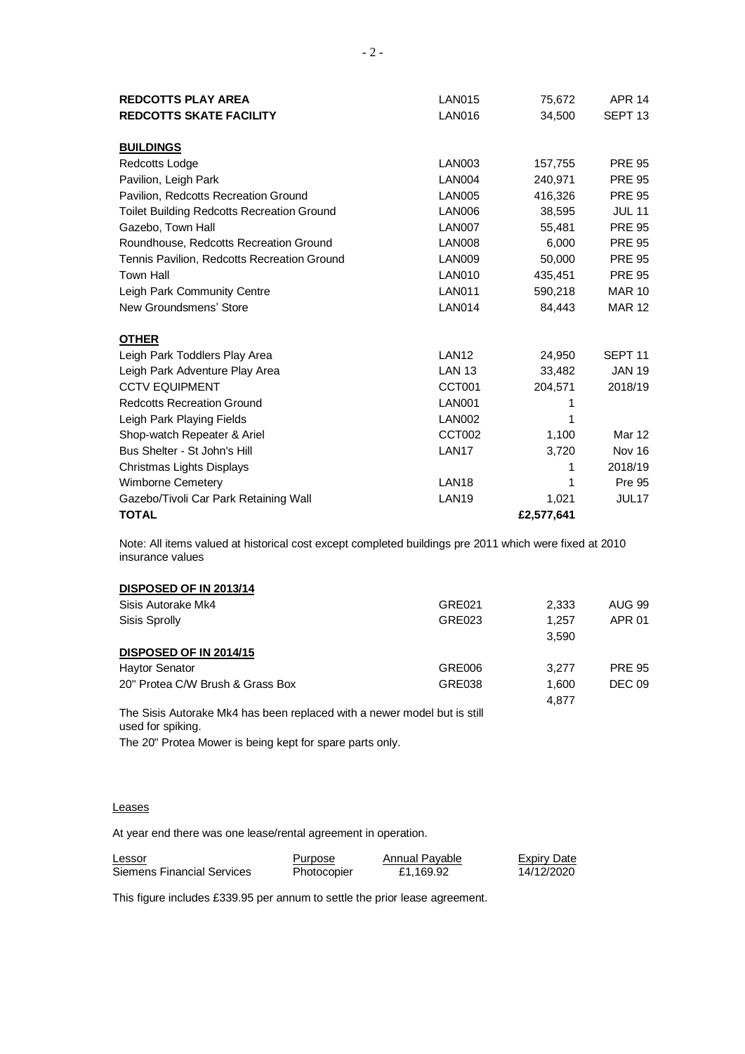| | | | |
|---|---|---|---|
| **REDCOTTS PLAY AREA** | LAN015 | 75,672 | APR 14 |
| **REDCOTTS SKATE FACILITY** | LAN016 | 34,500 | SEPT 13 |
| | | | |
| **<u>BUILDINGS</u>** | | | |
| Redcotts Lodge | LAN003 | 157,755 | PRE 95 |
| Pavilion, Leigh Park | LAN004 | 240,971 | PRE 95 |
| Pavilion, Redcotts Recreation Ground | LAN005 | 416,326 | PRE 95 |
| Toilet Building Redcotts Recreation Ground | LAN006 | 38,595 | JUL 11 |
| Gazebo, Town Hall | LAN007 | 55,481 | PRE 95 |
| Roundhouse, Redcotts Recreation Ground | LAN008 | 6,000 | PRE 95 |
| Tennis Pavilion, Redcotts Recreation Ground | LAN009 | 50,000 | PRE 95 |
| Town Hall | LAN010 | 435,451 | PRE 95 |
| Leigh Park Community Centre | LAN011 | 590,218 | MAR 10 |
| New Groundsmens' Store | LAN014 | 84,443 | MAR 12 |
| | | | |
| **<u>OTHER</u>** | | | |
| Leigh Park Toddlers Play Area | LAN12 | 24,950 | SEPT 11 |
| Leigh Park Adventure Play Area | LAN 13 | 33,482 | JAN 19 |
| CCTV EQUIPMENT | CCT001 | 204,571 | 2018/19 |
| Redcotts Recreation Ground | LAN001 | 1 | |
| Leigh Park Playing Fields | LAN002 | 1 | |
| Shop-watch Repeater & Ariel | CCT002 | 1,100 | Mar 12 |
| Bus Shelter - St John's Hill | LAN17 | 3,720 | Nov 16 |
| Christmas Lights Displays | | 1 | 2018/19 |
| Wimborne Cemetery | LAN18 | 1 | Pre 95 |
| Gazebo/Tivoli Car Park Retaining Wall | LAN19 | 1,021 | JUL17 |
| **TOTAL** | | **£2,577,641** | |

Note: All items valued at historical cost except completed buildings pre 2011 which were fixed at 2010 insurance values

| | | | |
|---|---|---|---|
| **<u>DISPOSED OF IN 2013/14</u>** | | | |
| Sisis Autorake Mk4 | GRE021 | 2,333 | AUG 99 |
| Sisis Sprolly | GRE023 | 1,257 | APR 01 |
| | | 3,590 | |
| **<u>DISPOSED OF IN 2014/15</u>** | | | |
| Haytor Senator | GRE006 | 3,277 | PRE 95 |
| 20" Protea C/W Brush & Grass Box | GRE038 | 1,600 | DEC 09 |
| | | 4,877 | |

The Sisis Autorake Mk4 has been replaced with a newer model but is still used for spiking.

The 20" Protea Mower is being kept for spare parts only.

<u>Leases</u>

At year end there was one lease/rental agreement in operation.

| Lessor | Purpose | Annual Payable | Expiry Date |
|---|---|---|---|
| Siemens Financial Services | Photocopier | £1,169.92 | 14/12/2020 |

This figure includes £339.95 per annum to settle the prior lease agreement.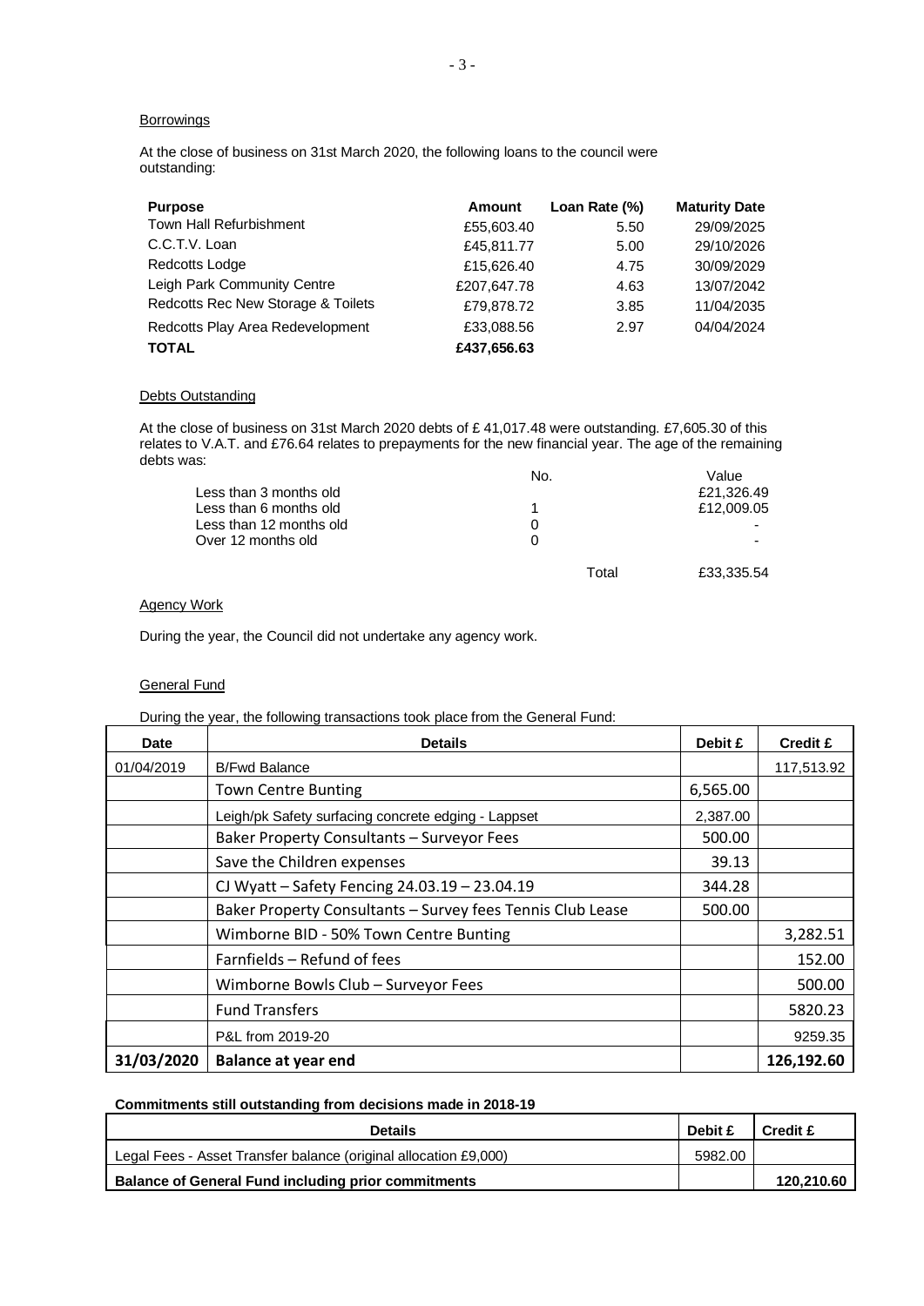### Borrowings

At the close of business on 31st March 2020, the following loans to the council were outstanding:

| Purpose | Amount | Loan Rate (%) | Maturity Date |
|---|---|---|---|
| Town Hall Refurbishment | £55,603.40 | 5.50 | 29/09/2025 |
| C.C.T.V. Loan | £45,811.77 | 5.00 | 29/10/2026 |
| Redcotts Lodge | £15,626.40 | 4.75 | 30/09/2029 |
| Leigh Park Community Centre | £207,647.78 | 4.63 | 13/07/2042 |
| Redcotts Rec New Storage & Toilets | £79,878.72 | 3.85 | 11/04/2035 |
| Redcotts Play Area Redevelopment | £33,088.56 | 2.97 | 04/04/2024 |
| **TOTAL** | **£437,656.63** | | |

### Debts Outstanding

At the close of business on 31st March 2020 debts of £ 41,017.48 were outstanding. £7,605.30 of this relates to V.A.T. and £76.64 relates to prepayments for the new financial year. The age of the remaining debts was:

| | No. | Value |
|---|---|---|
| Less than 3 months old | | £21,326.49 |
| Less than 6 months old | 1 | £12,009.05 |
| Less than 12 months old | 0 | - |
| Over 12 months old | 0 | - |
| | Total | £33,335.54 |

### Agency Work

During the year, the Council did not undertake any agency work.

### General Fund

During the year, the following transactions took place from the General Fund:

| Date | Details | Debit £ | Credit £ |
|---|---|---|---|
| 01/04/2019 | B/Fwd Balance | | 117,513.92 |
| | Town Centre Bunting | 6,565.00 | |
| | Leigh/pk Safety surfacing concrete edging - Lappset | 2,387.00 | |
| | Baker Property Consultants – Surveyor Fees | 500.00 | |
| | Save the Children expenses | 39.13 | |
| | CJ Wyatt – Safety Fencing 24.03.19 – 23.04.19 | 344.28 | |
| | Baker Property Consultants – Survey fees Tennis Club Lease | 500.00 | |
| | Wimborne BID - 50% Town Centre Bunting | | 3,282.51 |
| | Farnfields – Refund of fees | | 152.00 |
| | Wimborne Bowls Club – Surveyor Fees | | 500.00 |
| | Fund Transfers | | 5820.23 |
| | P&L from 2019-20 | | 9259.35 |
| **31/03/2020** | **Balance at year end** | | **126,192.60** |

**Commitments still outstanding from decisions made in 2018-19**

| Details | Debit £ | Credit £ |
|---|---|---|
| Legal Fees - Asset Transfer balance (original allocation £9,000) | 5982.00 | |
| **Balance of General Fund including prior commitments** | | **120,210.60** |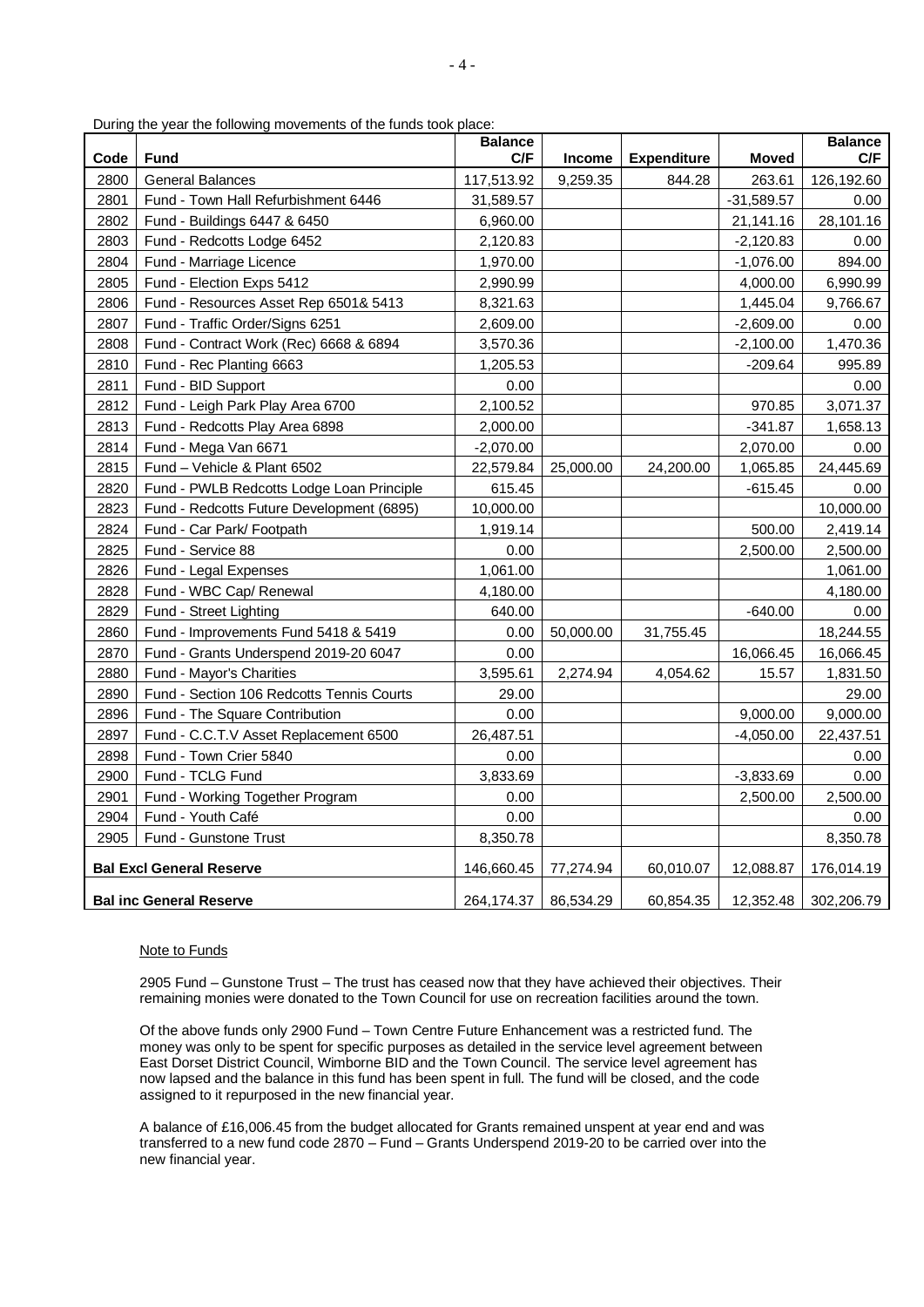During the year the following movements of the funds took place:

| Code | Fund | Balance C/F | Income | Expenditure | Moved | Balance C/F |
|---|---|---|---|---|---|---|
| 2800 | General Balances | 117,513.92 | 9,259.35 | 844.28 | 263.61 | 126,192.60 |
| 2801 | Fund - Town Hall Refurbishment 6446 | 31,589.57 | | | -31,589.57 | 0.00 |
| 2802 | Fund - Buildings 6447 & 6450 | 6,960.00 | | | 21,141.16 | 28,101.16 |
| 2803 | Fund - Redcotts Lodge 6452 | 2,120.83 | | | -2,120.83 | 0.00 |
| 2804 | Fund - Marriage Licence | 1,970.00 | | | -1,076.00 | 894.00 |
| 2805 | Fund - Election Exps 5412 | 2,990.99 | | | 4,000.00 | 6,990.99 |
| 2806 | Fund - Resources Asset Rep 6501& 5413 | 8,321.63 | | | 1,445.04 | 9,766.67 |
| 2807 | Fund - Traffic Order/Signs 6251 | 2,609.00 | | | -2,609.00 | 0.00 |
| 2808 | Fund - Contract Work (Rec) 6668 & 6894 | 3,570.36 | | | -2,100.00 | 1,470.36 |
| 2810 | Fund - Rec Planting 6663 | 1,205.53 | | | -209.64 | 995.89 |
| 2811 | Fund - BID Support | 0.00 | | | | 0.00 |
| 2812 | Fund - Leigh Park Play Area 6700 | 2,100.52 | | | 970.85 | 3,071.37 |
| 2813 | Fund - Redcotts Play Area 6898 | 2,000.00 | | | -341.87 | 1,658.13 |
| 2814 | Fund - Mega Van 6671 | -2,070.00 | | | 2,070.00 | 0.00 |
| 2815 | Fund – Vehicle & Plant 6502 | 22,579.84 | 25,000.00 | 24,200.00 | 1,065.85 | 24,445.69 |
| 2820 | Fund - PWLB Redcotts Lodge Loan Principle | 615.45 | | | -615.45 | 0.00 |
| 2823 | Fund - Redcotts Future Development (6895) | 10,000.00 | | | | 10,000.00 |
| 2824 | Fund - Car Park/ Footpath | 1,919.14 | | | 500.00 | 2,419.14 |
| 2825 | Fund - Service 88 | 0.00 | | | 2,500.00 | 2,500.00 |
| 2826 | Fund - Legal Expenses | 1,061.00 | | | | 1,061.00 |
| 2828 | Fund - WBC Cap/ Renewal | 4,180.00 | | | | 4,180.00 |
| 2829 | Fund - Street Lighting | 640.00 | | | -640.00 | 0.00 |
| 2860 | Fund - Improvements Fund 5418 & 5419 | 0.00 | 50,000.00 | 31,755.45 | | 18,244.55 |
| 2870 | Fund - Grants Underspend 2019-20 6047 | 0.00 | | | 16,066.45 | 16,066.45 |
| 2880 | Fund - Mayor's Charities | 3,595.61 | 2,274.94 | 4,054.62 | 15.57 | 1,831.50 |
| 2890 | Fund - Section 106 Redcotts Tennis Courts | 29.00 | | | | 29.00 |
| 2896 | Fund - The Square Contribution | 0.00 | | | 9,000.00 | 9,000.00 |
| 2897 | Fund - C.C.T.V Asset Replacement 6500 | 26,487.51 | | | -4,050.00 | 22,437.51 |
| 2898 | Fund - Town Crier 5840 | 0.00 | | | | 0.00 |
| 2900 | Fund - TCLG Fund | 3,833.69 | | | -3,833.69 | 0.00 |
| 2901 | Fund - Working Together Program | 0.00 | | | 2,500.00 | 2,500.00 |
| 2904 | Fund - Youth Café | 0.00 | | | | 0.00 |
| 2905 | Fund - Gunstone Trust | 8,350.78 | | | | 8,350.78 |
| **Bal Excl General Reserve** | | 146,660.45 | 77,274.94 | 60,010.07 | 12,088.87 | 176,014.19 |
| **Bal inc General Reserve** | | 264,174.37 | 86,534.29 | 60,854.35 | 12,352.48 | 302,206.79 |

Note to Funds

2905 Fund – Gunstone Trust – The trust has ceased now that they have achieved their objectives. Their remaining monies were donated to the Town Council for use on recreation facilities around the town.

Of the above funds only 2900 Fund – Town Centre Future Enhancement was a restricted fund. The money was only to be spent for specific purposes as detailed in the service level agreement between East Dorset District Council, Wimborne BID and the Town Council. The service level agreement has now lapsed and the balance in this fund has been spent in full. The fund will be closed, and the code assigned to it repurposed in the new financial year.

A balance of £16,006.45 from the budget allocated for Grants remained unspent at year end and was transferred to a new fund code 2870 – Fund – Grants Underspend 2019-20 to be carried over into the new financial year.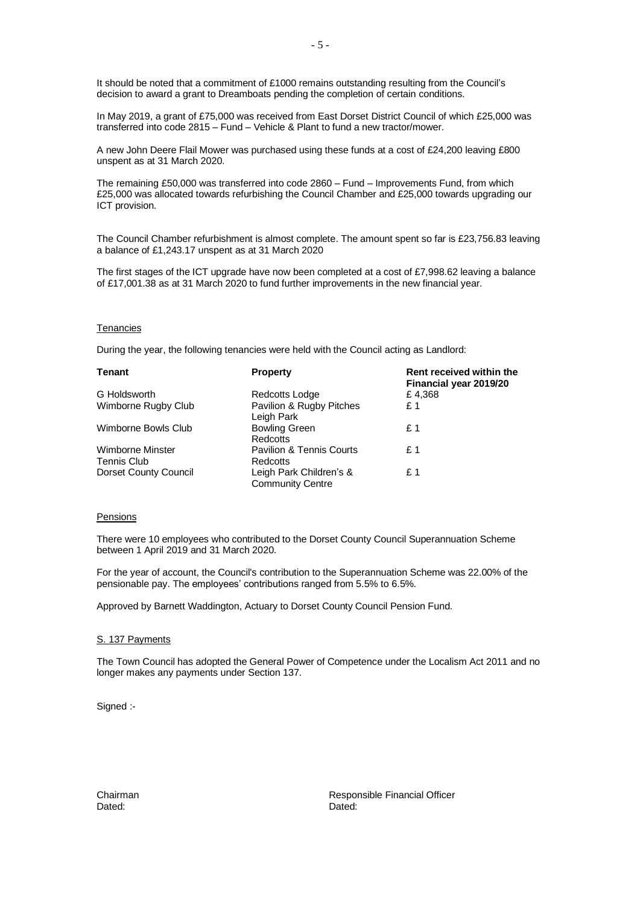It should be noted that a commitment of £1000 remains outstanding resulting from the Council's decision to award a grant to Dreamboats pending the completion of certain conditions.

In May 2019, a grant of £75,000 was received from East Dorset District Council of which £25,000 was transferred into code 2815 – Fund – Vehicle & Plant to fund a new tractor/mower.

A new John Deere Flail Mower was purchased using these funds at a cost of £24,200 leaving £800 unspent as at 31 March 2020.

The remaining £50,000 was transferred into code 2860 – Fund – Improvements Fund, from which £25,000 was allocated towards refurbishing the Council Chamber and £25,000 towards upgrading our ICT provision.

The Council Chamber refurbishment is almost complete. The amount spent so far is £23,756.83 leaving a balance of £1,243.17 unspent as at 31 March 2020

The first stages of the ICT upgrade have now been completed at a cost of £7,998.62 leaving a balance of £17,001.38 as at 31 March 2020 to fund further improvements in the new financial year.

## Tenancies

During the year, the following tenancies were held with the Council acting as Landlord:

| Tenant | Property | Rent received within the Financial year 2019/20 |
|---|---|---|
| G Holdsworth | Redcotts Lodge | £ 4,368 |
| Wimborne Rugby Club | Pavilion & Rugby Pitches Leigh Park | £ 1 |
| Wimborne Bowls Club | Bowling Green Redcotts | £ 1 |
| Wimborne Minster Tennis Club | Pavilion & Tennis Courts Redcotts | £ 1 |
| Dorset County Council | Leigh Park Children's & Community Centre | £ 1 |

## Pensions

There were 10 employees who contributed to the Dorset County Council Superannuation Scheme between 1 April 2019 and 31 March 2020.

For the year of account, the Council's contribution to the Superannuation Scheme was 22.00% of the pensionable pay. The employees' contributions ranged from 5.5% to 6.5%.

Approved by Barnett Waddington, Actuary to Dorset County Council Pension Fund.

## S. 137 Payments

The Town Council has adopted the General Power of Competence under the Localism Act 2011 and no longer makes any payments under Section 137.

Signed :-

Chairman
Dated:

Responsible Financial Officer
Dated: